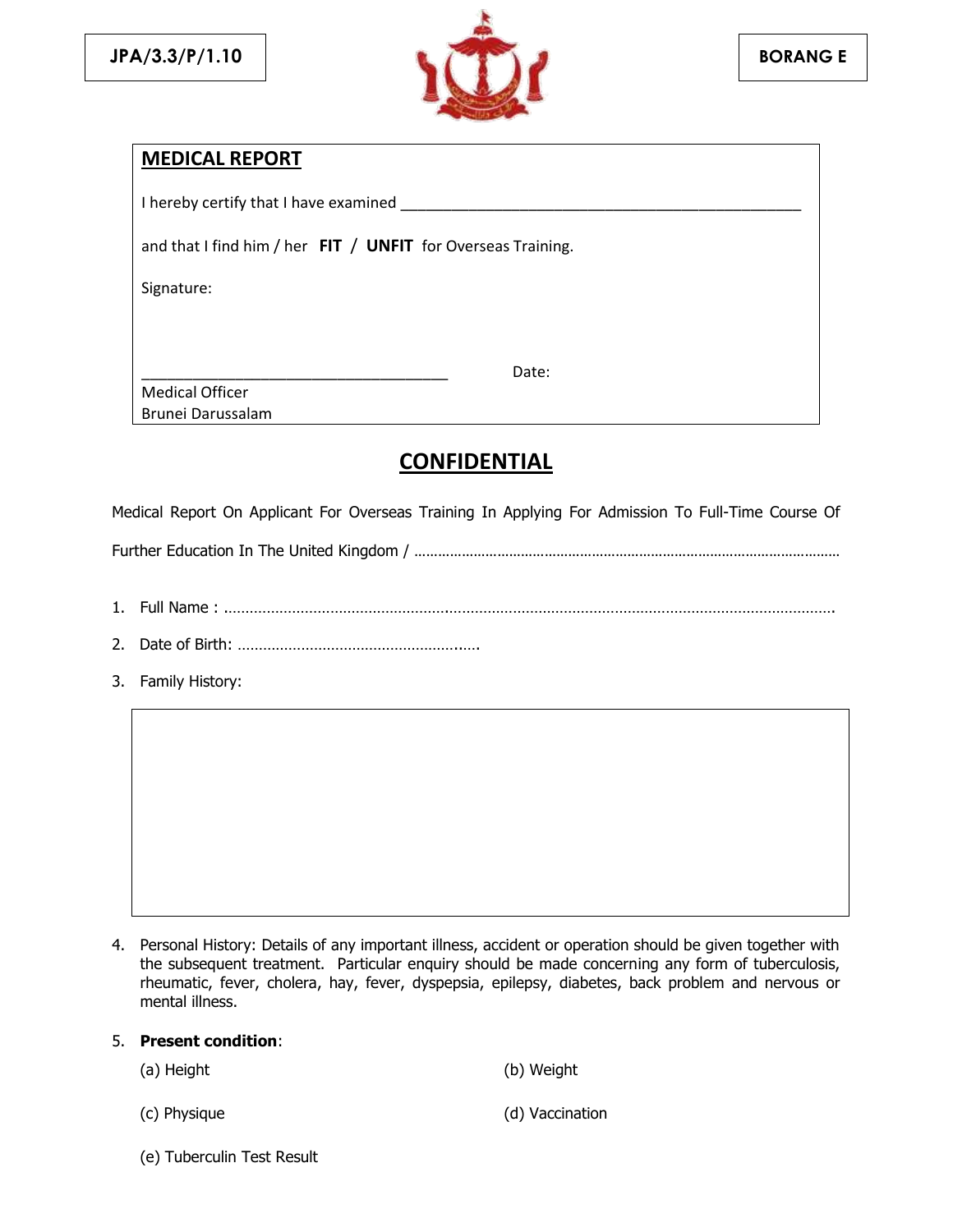JPA/3.3/P/1.10

BORANG E

## MEDICAL REPORT

I hereby certify that I have examined ___________________________________________________

and that I find him / her **FIT** / **UNFIT** for Overseas Training.

Signature:

_____________________________________ Date:

Medical Officer
Brunei Darussalam

## CONFIDENTIAL

Medical Report On Applicant For Overseas Training In Applying For Admission To Full-Time Course Of Further Education In The United Kingdom / ………………………………………………………………………………………

1. Full Name : ……………………………………………………………………………………………………………………………

2. Date of Birth: ……………………………………………..….

3. Family History:

4. Personal History: Details of any important illness, accident or operation should be given together with the subsequent treatment. Particular enquiry should be made concerning any form of tuberculosis, rheumatic, fever, cholera, hay, fever, dyspepsia, epilepsy, diabetes, back problem and nervous or mental illness.

5. **Present condition**:

   (a) Height

   (b) Weight

   (c) Physique

   (d) Vaccination

   (e) Tuberculin Test Result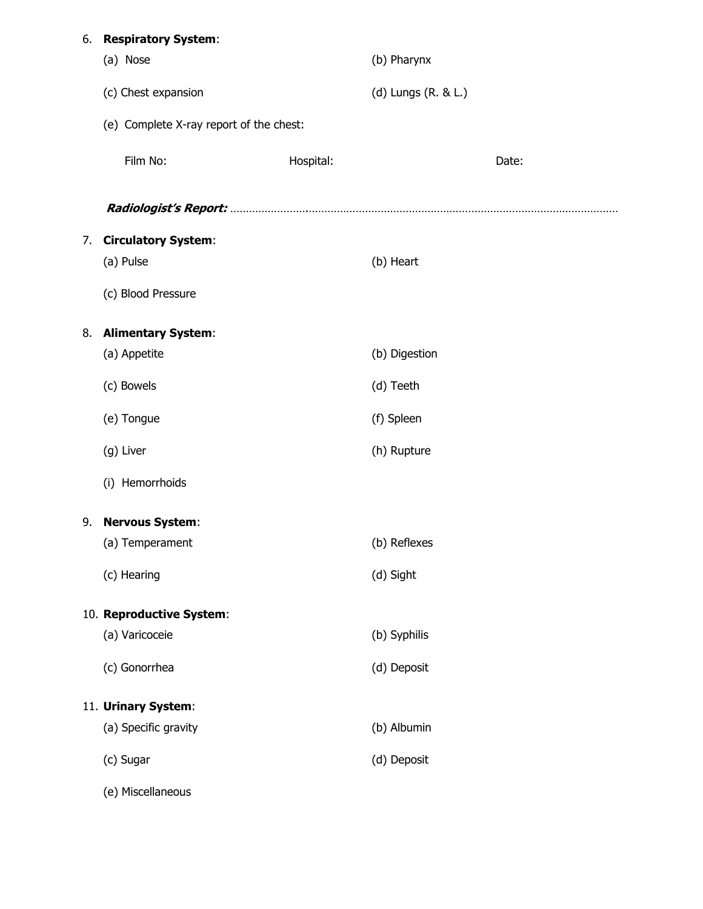6. **Respiratory System**:
   - (a) Nose
   - (b) Pharynx
   - (c) Chest expansion
   - (d) Lungs (R. & L.)
   - (e) Complete X-ray report of the chest:

     Film No: Hospital: Date:

     ***Radiologist's Report:*** ……………………………………………………………………………………………………………

7. **Circulatory System**:
   - (a) Pulse
   - (b) Heart
   - (c) Blood Pressure

8. **Alimentary System**:
   - (a) Appetite
   - (b) Digestion
   - (c) Bowels
   - (d) Teeth
   - (e) Tongue
   - (f) Spleen
   - (g) Liver
   - (h) Rupture
   - (i) Hemorrhoids

9. **Nervous System**:
   - (a) Temperament
   - (b) Reflexes
   - (c) Hearing
   - (d) Sight

10. **Reproductive System**:
    - (a) Varicoceie
    - (b) Syphilis
    - (c) Gonorrhea
    - (d) Deposit

11. **Urinary System**:
    - (a) Specific gravity
    - (b) Albumin
    - (c) Sugar
    - (d) Deposit
    - (e) Miscellaneous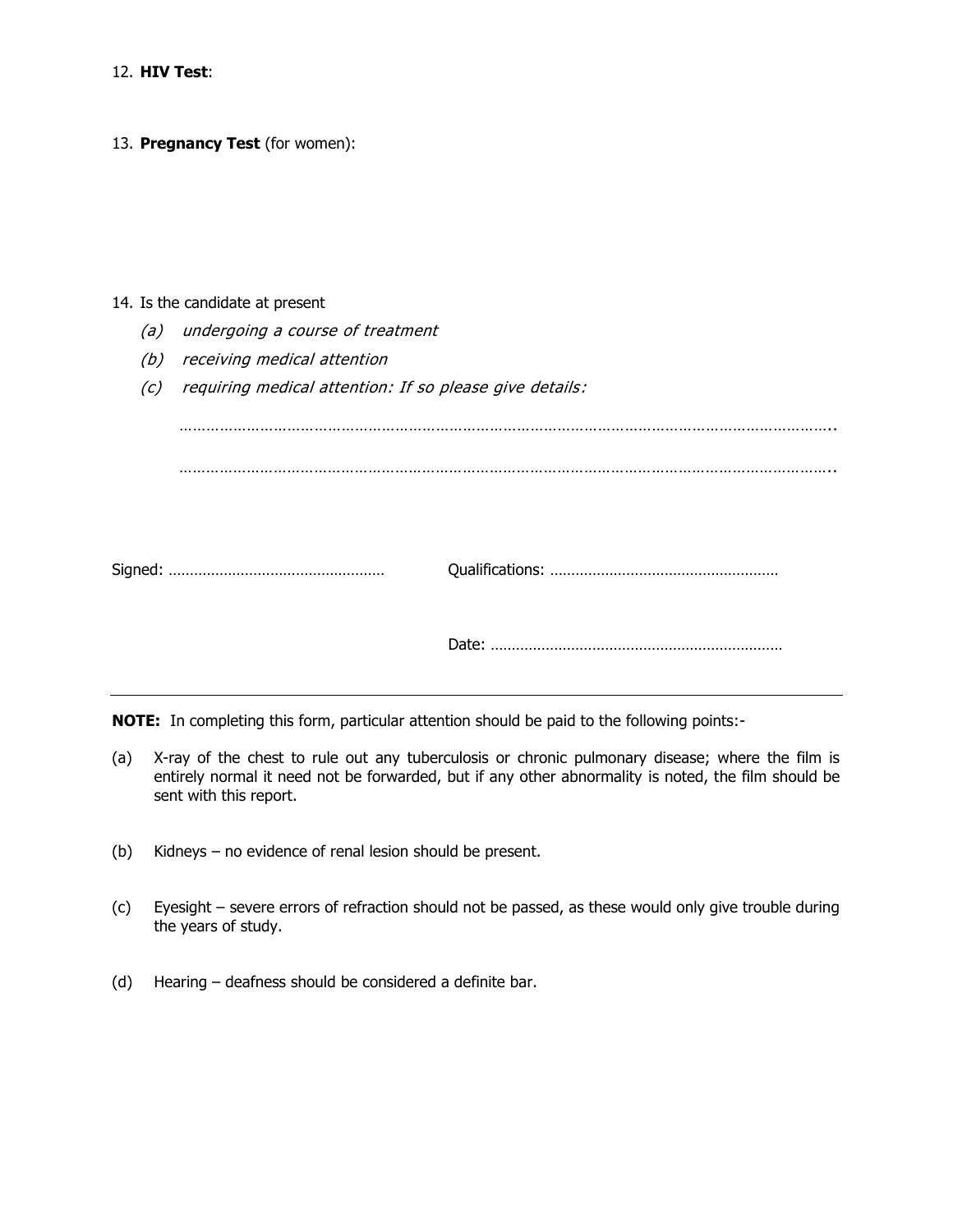12. **HIV Test**:

13. **Pregnancy Test** (for women):

14. Is the candidate at present

    *(a) undergoing a course of treatment*

    *(b) receiving medical attention*

    *(c) requiring medical attention: If so please give details:*

    ……………………………………………………………………………………………………………………………..

    ……………………………………………………………………………………………………………………………..

Signed: ……………………………………………  Qualifications: ………………………………………………

Date: ……………………………………………………………

---

**NOTE:** In completing this form, particular attention should be paid to the following points:-

(a) X-ray of the chest to rule out any tuberculosis or chronic pulmonary disease; where the film is entirely normal it need not be forwarded, but if any other abnormality is noted, the film should be sent with this report.

(b) Kidneys – no evidence of renal lesion should be present.

(c) Eyesight – severe errors of refraction should not be passed, as these would only give trouble during the years of study.

(d) Hearing – deafness should be considered a definite bar.